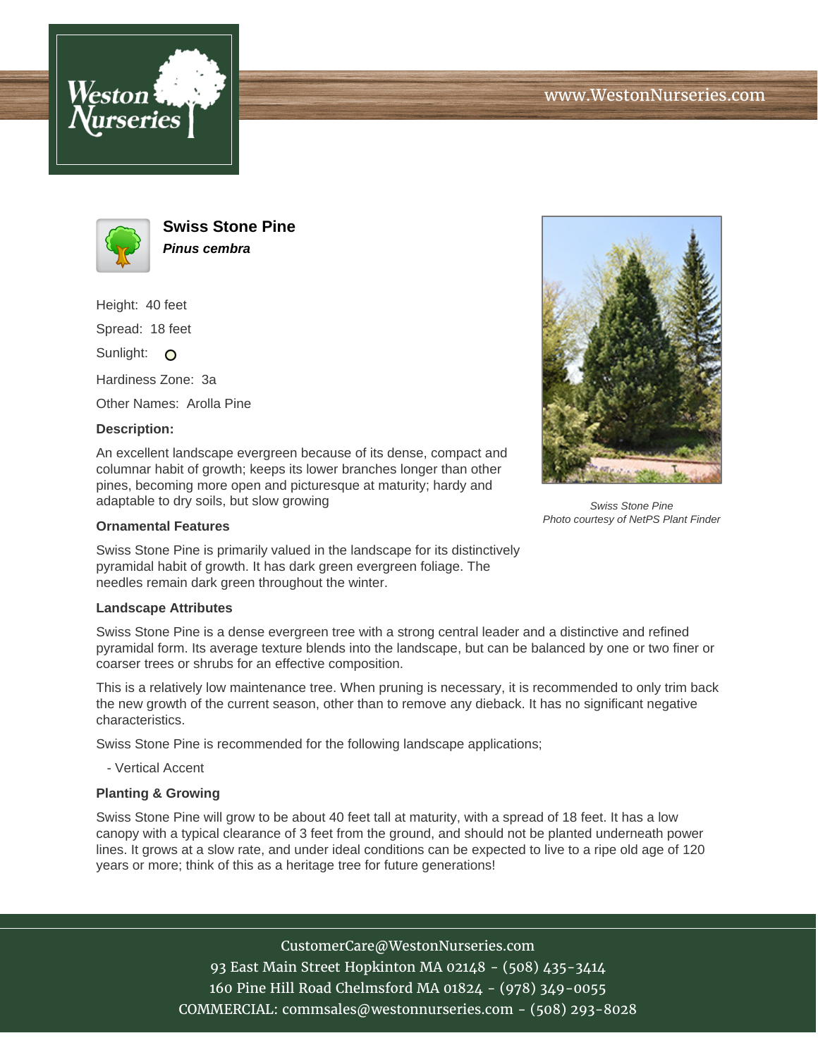www.WestonNurseries.com

# Swiss Stone Pine

***Pinus cembra***

Height: 40 feet

Spread: 18 feet

Sunlight:

Hardiness Zone: 3a

Other Names: Arolla Pine

**Description:**

An excellent landscape evergreen because of its dense, compact and columnar habit of growth; keeps its lower branches longer than other pines, becoming more open and picturesque at maturity; hardy and adaptable to dry soils, but slow growing

*Swiss Stone Pine*
*Photo courtesy of NetPS Plant Finder*

**Ornamental Features**

Swiss Stone Pine is primarily valued in the landscape for its distinctively pyramidal habit of growth. It has dark green evergreen foliage. The needles remain dark green throughout the winter.

**Landscape Attributes**

Swiss Stone Pine is a dense evergreen tree with a strong central leader and a distinctive and refined pyramidal form. Its average texture blends into the landscape, but can be balanced by one or two finer or coarser trees or shrubs for an effective composition.

This is a relatively low maintenance tree. When pruning is necessary, it is recommended to only trim back the new growth of the current season, other than to remove any dieback. It has no significant negative characteristics.

Swiss Stone Pine is recommended for the following landscape applications;

- Vertical Accent

**Planting & Growing**

Swiss Stone Pine will grow to be about 40 feet tall at maturity, with a spread of 18 feet. It has a low canopy with a typical clearance of 3 feet from the ground, and should not be planted underneath power lines. It grows at a slow rate, and under ideal conditions can be expected to live to a ripe old age of 120 years or more; think of this as a heritage tree for future generations!

CustomerCare@WestonNurseries.com
93 East Main Street Hopkinton MA 02148 - (508) 435-3414
160 Pine Hill Road Chelmsford MA 01824 - (978) 349-0055
COMMERCIAL: commsales@westonnurseries.com - (508) 293-8028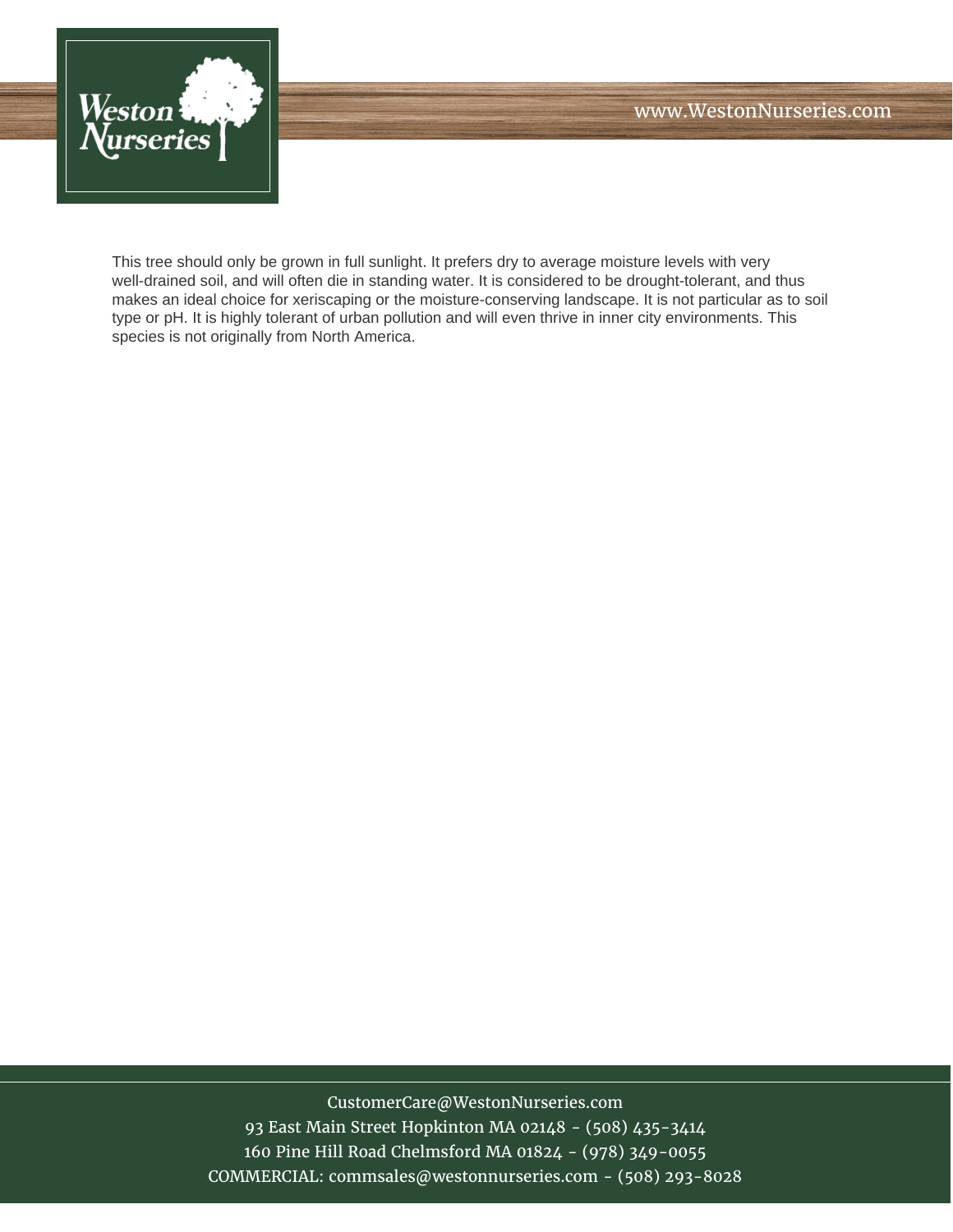This tree should only be grown in full sunlight. It prefers dry to average moisture levels with very well-drained soil, and will often die in standing water. It is considered to be drought-tolerant, and thus makes an ideal choice for xeriscaping or the moisture-conserving landscape. It is not particular as to soil type or pH. It is highly tolerant of urban pollution and will even thrive in inner city environments. This species is not originally from North America.